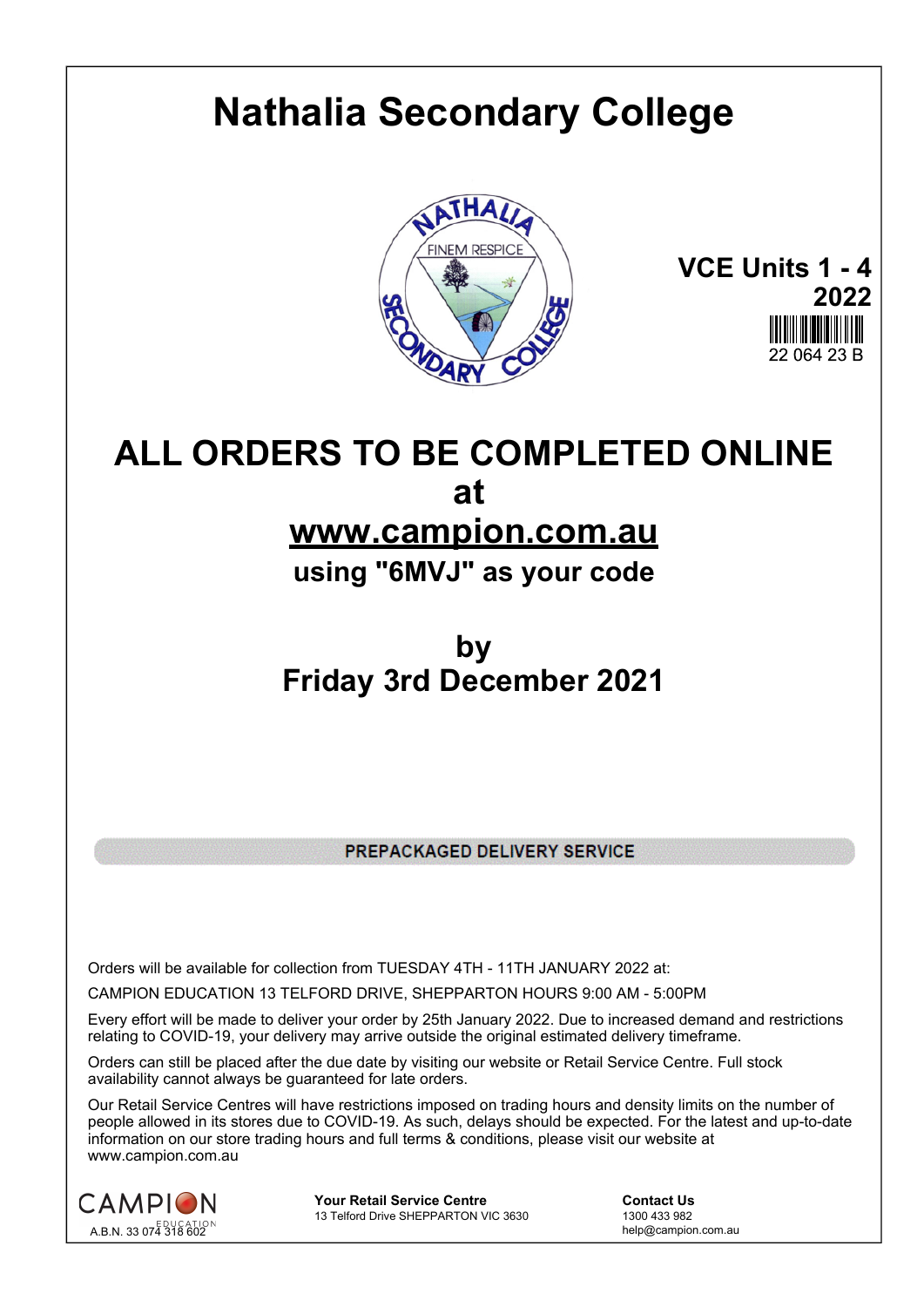# Nathalia Secondary College

**VCE Units 1 - 4**
**2022**

22 064 23 B

## ALL ORDERS TO BE COMPLETED ONLINE
## at
## www.campion.com.au
### using "6MVJ" as your code

## by
## Friday 3rd December 2021

**PREPACKAGED DELIVERY SERVICE**

Orders will be available for collection from TUESDAY 4TH - 11TH JANUARY 2022 at:

CAMPION EDUCATION 13 TELFORD DRIVE, SHEPPARTON HOURS 9:00 AM - 5:00PM

Every effort will be made to deliver your order by 25th January 2022. Due to increased demand and restrictions relating to COVID-19, your delivery may arrive outside the original estimated delivery timeframe.

Orders can still be placed after the due date by visiting our website or Retail Service Centre. Full stock availability cannot always be guaranteed for late orders.

Our Retail Service Centres will have restrictions imposed on trading hours and density limits on the number of people allowed in its stores due to COVID-19. As such, delays should be expected. For the latest and up-to-date information on our store trading hours and full terms & conditions, please visit our website at www.campion.com.au

CAMPION EDUCATION
A.B.N. 33 074 318 602

**Your Retail Service Centre**
13 Telford Drive SHEPPARTON VIC 3630

**Contact Us**
1300 433 982
help@campion.com.au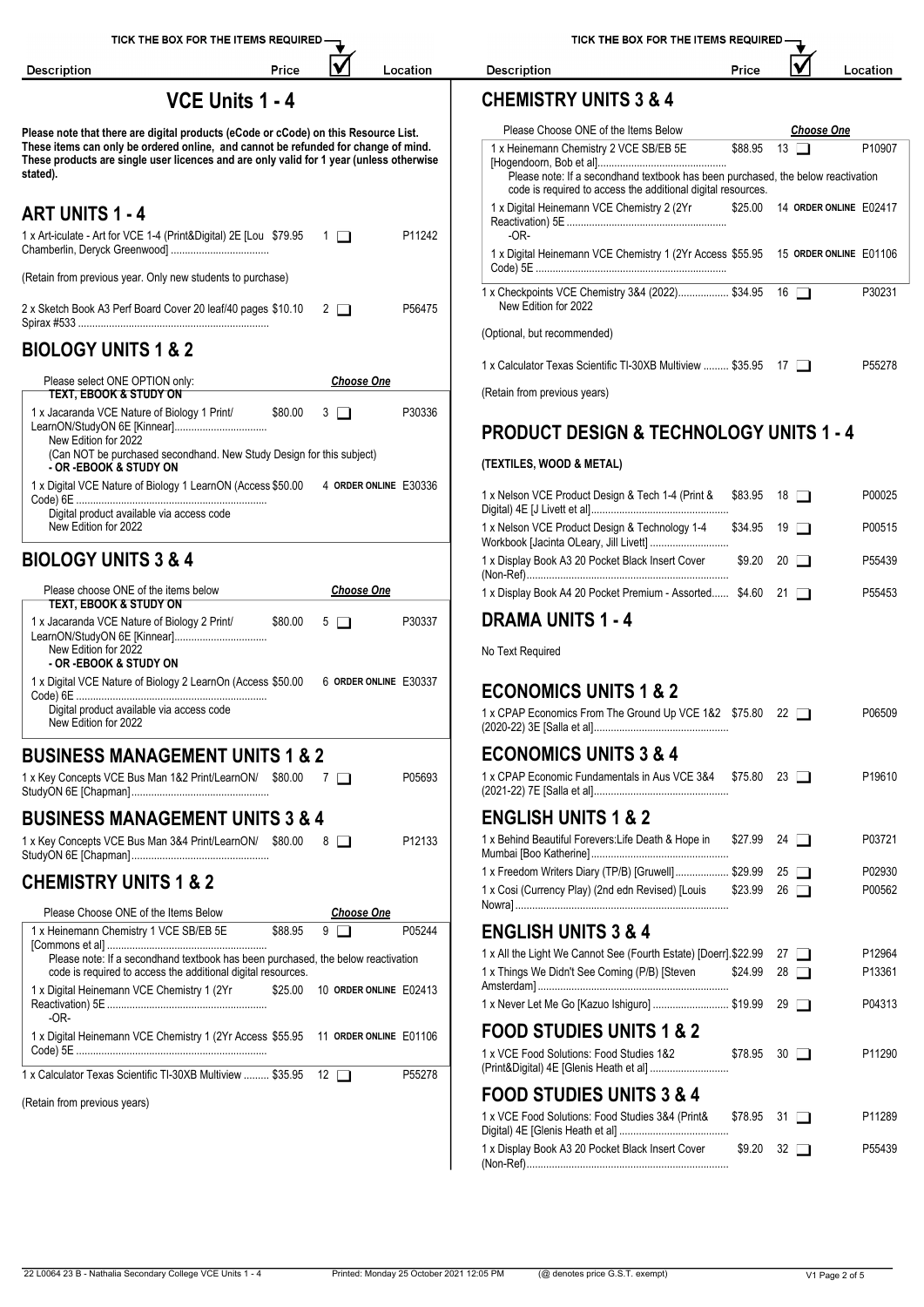# VCE Units 1 - 4

**Please note that there are digital products (eCode or cCode) on this Resource List. These items can only be ordered online, and cannot be refunded for change of mind. These products are single user licences and are only valid for 1 year (unless otherwise stated).**

## ART UNITS 1 - 4

| Description | Price | ☑ | Location |
|---|---|---|---|
| 1 x Art-iculate - Art for VCE 1-4 (Print&Digital) 2E [Lou Chamberlin, Deryck Greenwood] | $79.95 | 1 ❑ | P11242 |

(Retain from previous year. Only new students to purchase)

| Description | Price | ☑ | Location |
|---|---|---|---|
| 2 x Sketch Book A3 Perf Board Cover 20 leaf/40 pages Spirax #533 | $10.10 | 2 ❑ | P56475 |

## BIOLOGY UNITS 1 & 2

Please select ONE OPTION only: ***Choose One***

**TEXT, EBOOK & STUDY ON**

| Description | Price | ☑ | Location |
|---|---|---|---|
| 1 x Jacaranda VCE Nature of Biology 1 Print/ LearnON/StudyON 6E [Kinnear] | $80.00 | 3 ❑ | P30336 |

New Edition for 2022
(Can NOT be purchased secondhand. New Study Design for this subject)
**- OR -EBOOK & STUDY ON**

| Description | Price | ☑ | Location |
|---|---|---|---|
| 1 x Digital VCE Nature of Biology 1 LearnON (Access Code) 6E | $50.00 | 4 **ORDER ONLINE** | E30336 |

Digital product available via access code
New Edition for 2022

## BIOLOGY UNITS 3 & 4

Please choose ONE of the items below ***Choose One***

**TEXT, EBOOK & STUDY ON**

| Description | Price | ☑ | Location |
|---|---|---|---|
| 1 x Jacaranda VCE Nature of Biology 2 Print/ LearnON/StudyON 6E [Kinnear] | $80.00 | 5 ❑ | P30337 |

New Edition for 2022
**- OR -EBOOK & STUDY ON**

| Description | Price | ☑ | Location |
|---|---|---|---|
| 1 x Digital VCE Nature of Biology 2 LearnOn (Access Code) 6E | $50.00 | 6 **ORDER ONLINE** | E30337 |

Digital product available via access code
New Edition for 2022

## BUSINESS MANAGEMENT UNITS 1 & 2

| Description | Price | ☑ | Location |
|---|---|---|---|
| 1 x Key Concepts VCE Bus Man 1&2 Print/LearnON/ StudyON 6E [Chapman] | $80.00 | 7 ❑ | P05693 |

## BUSINESS MANAGEMENT UNITS 3 & 4

| Description | Price | ☑ | Location |
|---|---|---|---|
| 1 x Key Concepts VCE Bus Man 3&4 Print/LearnON/ StudyON 6E [Chapman] | $80.00 | 8 ❑ | P12133 |

## CHEMISTRY UNITS 1 & 2

Please Choose ONE of the Items Below ***Choose One***

| Description | Price | ☑ | Location |
|---|---|---|---|
| 1 x Heinemann Chemistry 1 VCE SB/EB 5E [Commons et al] | $88.95 | 9 ❑ | P05244 |

Please note: If a secondhand textbook has been purchased, the below reactivation code is required to access the additional digital resources.

| Description | Price | ☑ | Location |
|---|---|---|---|
| 1 x Digital Heinemann VCE Chemistry 1 (2Yr Reactivation) 5E | $25.00 | 10 **ORDER ONLINE** | E02413 |

-OR-

| Description | Price | ☑ | Location |
|---|---|---|---|
| 1 x Digital Heinemann VCE Chemistry 1 (2Yr Access Code) 5E | $55.95 | 11 **ORDER ONLINE** | E01106 |
| 1 x Calculator Texas Scientific TI-30XB Multiview | $35.95 | 12 ❑ | P55278 |

(Retain from previous years)

## CHEMISTRY UNITS 3 & 4

Please Choose ONE of the Items Below ***Choose One***

| Description | Price | ☑ | Location |
|---|---|---|---|
| 1 x Heinemann Chemistry 2 VCE SB/EB 5E [Hogendoorn, Bob et al] | $88.95 | 13 ❑ | P10907 |

Please note: If a secondhand textbook has been purchased, the below reactivation code is required to access the additional digital resources.

| Description | Price | ☑ | Location |
|---|---|---|---|
| 1 x Digital Heinemann VCE Chemistry 2 (2Yr Reactivation) 5E | $25.00 | 14 **ORDER ONLINE** | E02417 |

-OR-

| Description | Price | ☑ | Location |
|---|---|---|---|
| 1 x Digital Heinemann VCE Chemistry 1 (2Yr Access Code) 5E | $55.95 | 15 **ORDER ONLINE** | E01106 |
| 1 x Checkpoints VCE Chemistry 3&4 (2022) | $34.95 | 16 ❑ | P30231 |

New Edition for 2022

(Optional, but recommended)

| Description | Price | ☑ | Location |
|---|---|---|---|
| 1 x Calculator Texas Scientific TI-30XB Multiview | $35.95 | 17 ❑ | P55278 |

(Retain from previous years)

## PRODUCT DESIGN & TECHNOLOGY UNITS 1 - 4

**(TEXTILES, WOOD & METAL)**

| Description | Price | ☑ | Location |
|---|---|---|---|
| 1 x Nelson VCE Product Design & Tech 1-4 (Print & Digital) 4E [J Livett et al] | $83.95 | 18 ❑ | P00025 |
| 1 x Nelson VCE Product Design & Technology 1-4 Workbook [Jacinta OLeary, Jill Livett] | $34.95 | 19 ❑ | P00515 |
| 1 x Display Book A3 20 Pocket Black Insert Cover (Non-Ref) | $9.20 | 20 ❑ | P55439 |
| 1 x Display Book A4 20 Pocket Premium - Assorted | $4.60 | 21 ❑ | P55453 |

## DRAMA UNITS 1 - 4

No Text Required

## ECONOMICS UNITS 1 & 2

| Description | Price | ☑ | Location |
|---|---|---|---|
| 1 x CPAP Economics From The Ground Up VCE 1&2 (2020-22) 3E [Salla et al] | $75.80 | 22 ❑ | P06509 |

## ECONOMICS UNITS 3 & 4

| Description | Price | ☑ | Location |
|---|---|---|---|
| 1 x CPAP Economic Fundamentals in Aus VCE 3&4 (2021-22) 7E [Salla et al] | $75.80 | 23 ❑ | P19610 |

## ENGLISH UNITS 1 & 2

| Description | Price | ☑ | Location |
|---|---|---|---|
| 1 x Behind Beautiful Forevers:Life Death & Hope in Mumbai [Boo Katherine] | $27.99 | 24 ❑ | P03721 |
| 1 x Freedom Writers Diary (TP/B) [Gruwell] | $29.99 | 25 ❑ | P02930 |
| 1 x Cosi (Currency Play) (2nd edn Revised) [Louis Nowra] | $23.99 | 26 ❑ | P00562 |

## ENGLISH UNITS 3 & 4

| Description | Price | ☑ | Location |
|---|---|---|---|
| 1 x All the Light We Cannot See (Fourth Estate) [Doerr] | $22.99 | 27 ❑ | P12964 |
| 1 x Things We Didn't See Coming (P/B) [Steven Amsterdam] | $24.99 | 28 ❑ | P13361 |
| 1 x Never Let Me Go [Kazuo Ishiguro] | $19.99 | 29 ❑ | P04313 |

## FOOD STUDIES UNITS 1 & 2

| Description | Price | ☑ | Location |
|---|---|---|---|
| 1 x VCE Food Solutions: Food Studies 1&2 (Print&Digital) 4E [Glenis Heath et al] | $78.95 | 30 ❑ | P11290 |

## FOOD STUDIES UNITS 3 & 4

| Description | Price | ☑ | Location |
|---|---|---|---|
| 1 x VCE Food Solutions: Food Studies 3&4 (Print& Digital) 4E [Glenis Heath et al] | $78.95 | 31 ❑ | P11289 |
| 1 x Display Book A3 20 Pocket Black Insert Cover (Non-Ref) | $9.20 | 32 ❑ | P55439 |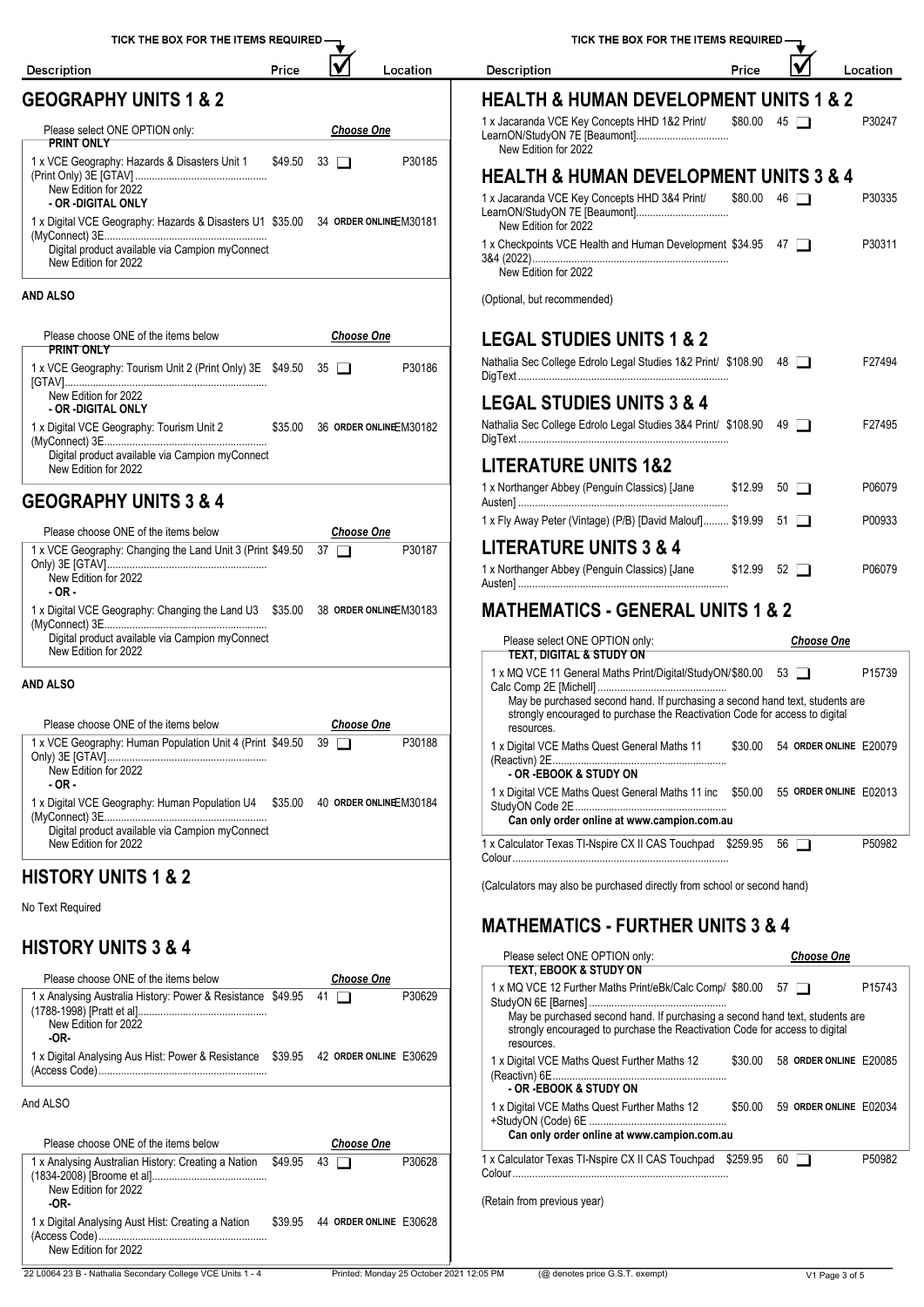## GEOGRAPHY UNITS 1 & 2

| Description | Price | ☑ | Location |
|---|---|---|---|
| Please select ONE OPTION only: **PRINT ONLY** | | *Choose One* | |
| 1 x VCE Geography: Hazards & Disasters Unit 1 (Print Only) 3E [GTAV] New Edition for 2022 | $49.50 | 33 ☐ | P30185 |
| **- OR -DIGITAL ONLY** | | | |
| 1 x Digital VCE Geography: Hazards & Disasters U1 (MyConnect) 3E Digital product available via Campion myConnect New Edition for 2022 | $35.00 | 34 ORDER ONLINE | EM30181 |

**AND ALSO**

| Description | Price | ☑ | Location |
|---|---|---|---|
| Please choose ONE of the items below **PRINT ONLY** | | *Choose One* | |
| 1 x VCE Geography: Tourism Unit 2 (Print Only) 3E [GTAV] New Edition for 2022 | $49.50 | 35 ☐ | P30186 |
| **- OR -DIGITAL ONLY** | | | |
| 1 x Digital VCE Geography: Tourism Unit 2 (MyConnect) 3E Digital product available via Campion myConnect New Edition for 2022 | $35.00 | 36 ORDER ONLINE | EM30182 |

## GEOGRAPHY UNITS 3 & 4

| Description | Price | ☑ | Location |
|---|---|---|---|
| Please choose ONE of the items below | | *Choose One* | |
| 1 x VCE Geography: Changing the Land Unit 3 (Print Only) 3E [GTAV] New Edition for 2022 | $49.50 | 37 ☐ | P30187 |
| **- OR -** | | | |
| 1 x Digital VCE Geography: Changing the Land U3 (MyConnect) 3E Digital product available via Campion myConnect New Edition for 2022 | $35.00 | 38 ORDER ONLINE | EM30183 |

**AND ALSO**

| Description | Price | ☑ | Location |
|---|---|---|---|
| Please choose ONE of the items below | | *Choose One* | |
| 1 x VCE Geography: Human Population Unit 4 (Print Only) 3E [GTAV] New Edition for 2022 | $49.50 | 39 ☐ | P30188 |
| **- OR -** | | | |
| 1 x Digital VCE Geography: Human Population U4 (MyConnect) 3E Digital product available via Campion myConnect New Edition for 2022 | $35.00 | 40 ORDER ONLINE | EM30184 |

## HISTORY UNITS 1 & 2

No Text Required

## HISTORY UNITS 3 & 4

| Description | Price | ☑ | Location |
|---|---|---|---|
| Please choose ONE of the items below | | *Choose One* | |
| 1 x Analysing Australia History: Power & Resistance (1788-1998) [Pratt et al] New Edition for 2022 | $49.95 | 41 ☐ | P30629 |
| **-OR-** | | | |
| 1 x Digital Analysing Aus Hist: Power & Resistance (Access Code) | $39.95 | 42 ORDER ONLINE | E30629 |

And ALSO

| Description | Price | ☑ | Location |
|---|---|---|---|
| Please choose ONE of the items below | | *Choose One* | |
| 1 x Analysing Australian History: Creating a Nation (1834-2008) [Broome et al] New Edition for 2022 | $49.95 | 43 ☐ | P30628 |
| **-OR-** | | | |
| 1 x Digital Analysing Aust Hist: Creating a Nation (Access Code) New Edition for 2022 | $39.95 | 44 ORDER ONLINE | E30628 |

## HEALTH & HUMAN DEVELOPMENT UNITS 1 & 2

| Description | Price | ☑ | Location |
|---|---|---|---|
| 1 x Jacaranda VCE Key Concepts HHD 1&2 Print/ LearnON/StudyON 7E [Beaumont] New Edition for 2022 | $80.00 | 45 ☐ | P30247 |

## HEALTH & HUMAN DEVELOPMENT UNITS 3 & 4

| Description | Price | ☑ | Location |
|---|---|---|---|
| 1 x Jacaranda VCE Key Concepts HHD 3&4 Print/ LearnON/StudyON 7E [Beaumont] New Edition for 2022 | $80.00 | 46 ☐ | P30335 |
| 1 x Checkpoints VCE Health and Human Development 3&4 (2022) New Edition for 2022 | $34.95 | 47 ☐ | P30311 |

(Optional, but recommended)

## LEGAL STUDIES UNITS 1 & 2

| Description | Price | ☑ | Location |
|---|---|---|---|
| Nathalia Sec College Edrolo Legal Studies 1&2 Print/ DigText | $108.90 | 48 ☐ | F27494 |

## LEGAL STUDIES UNITS 3 & 4

| Description | Price | ☑ | Location |
|---|---|---|---|
| Nathalia Sec College Edrolo Legal Studies 3&4 Print/ DigText | $108.90 | 49 ☐ | F27495 |

## LITERATURE UNITS 1&2

| Description | Price | ☑ | Location |
|---|---|---|---|
| 1 x Northanger Abbey (Penguin Classics) [Jane Austen] | $12.99 | 50 ☐ | P06079 |
| 1 x Fly Away Peter (Vintage) (P/B) [David Malouf] | $19.99 | 51 ☐ | P00933 |

## LITERATURE UNITS 3 & 4

| Description | Price | ☑ | Location |
|---|---|---|---|
| 1 x Northanger Abbey (Penguin Classics) [Jane Austen] | $12.99 | 52 ☐ | P06079 |

## MATHEMATICS - GENERAL UNITS 1 & 2

| Description | Price | ☑ | Location |
|---|---|---|---|
| Please select ONE OPTION only: **TEXT, DIGITAL & STUDY ON** | | *Choose One* | |
| 1 x MQ VCE 11 General Maths Print/Digital/StudyON/ Calc Comp 2E [Michell] May be purchased second hand. If purchasing a second hand text, students are strongly encouraged to purchase the Reactivation Code for access to digital resources. | $80.00 | 53 ☐ | P15739 |
| 1 x Digital VCE Maths Quest General Maths 11 (Reactivn) 2E | $30.00 | 54 ORDER ONLINE | E20079 |
| **- OR -EBOOK & STUDY ON** | | | |
| 1 x Digital VCE Maths Quest General Maths 11 inc StudyON Code 2E **Can only order online at www.campion.com.au** | $50.00 | 55 ORDER ONLINE | E02013 |
| 1 x Calculator Texas TI-Nspire CX II CAS Touchpad Colour | $259.95 | 56 ☐ | P50982 |

(Calculators may also be purchased directly from school or second hand)

## MATHEMATICS - FURTHER UNITS 3 & 4

| Description | Price | ☑ | Location |
|---|---|---|---|
| Please select ONE OPTION only: **TEXT, EBOOK & STUDY ON** | | *Choose One* | |
| 1 x MQ VCE 12 Further Maths Print/eBk/Calc Comp/ StudyON 6E [Barnes] May be purchased second hand. If purchasing a second hand text, students are strongly encouraged to purchase the Reactivation Code for access to digital resources. | $80.00 | 57 ☐ | P15743 |
| 1 x Digital VCE Maths Quest Further Maths 12 (Reactivn) 6E | $30.00 | 58 ORDER ONLINE | E20085 |
| **- OR -EBOOK & STUDY ON** | | | |
| 1 x Digital VCE Maths Quest Further Maths 12 +StudyON (Code) 6E **Can only order online at www.campion.com.au** | $50.00 | 59 ORDER ONLINE | E02034 |
| 1 x Calculator Texas TI-Nspire CX II CAS Touchpad Colour | $259.95 | 60 ☐ | P50982 |

(Retain from previous year)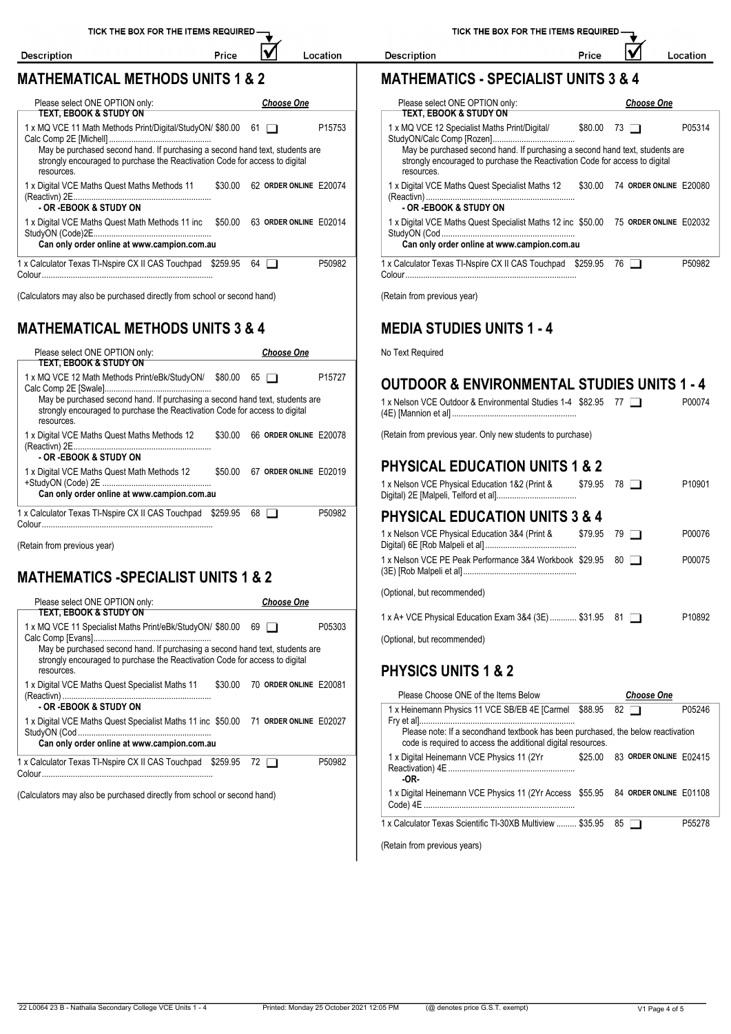TICK THE BOX FOR THE ITEMS REQUIRED

| Description | Price | ☑ | Location |
|---|---|---|---|

## MATHEMATICAL METHODS UNITS 1 & 2

Please select ONE OPTION only: ***Choose One***

**TEXT, EBOOK & STUDY ON**

| Description | Price | ☑ | Location |
|---|---|---|---|
| 1 x MQ VCE 11 Math Methods Print/Digital/StudyON/ Calc Comp 2E [Michell] | $80.00 | 61 ❑ | P15753 |

May be purchased second hand. If purchasing a second hand text, students are strongly encouraged to purchase the Reactivation Code for access to digital resources.

| Description | Price | ☑ | Location |
|---|---|---|---|
| 1 x Digital VCE Maths Quest Maths Methods 11 (Reactivn) 2E | $30.00 | 62 **ORDER ONLINE** | E20074 |

**- OR -EBOOK & STUDY ON**

| Description | Price | ☑ | Location |
|---|---|---|---|
| 1 x Digital VCE Maths Quest Math Methods 11 inc StudyON (Code)2E | $50.00 | 63 **ORDER ONLINE** | E02014 |

**Can only order online at www.campion.com.au**

| Description | Price | ☑ | Location |
|---|---|---|---|
| 1 x Calculator Texas TI-Nspire CX II CAS Touchpad Colour | $259.95 | 64 ❑ | P50982 |

(Calculators may also be purchased directly from school or second hand)

## MATHEMATICAL METHODS UNITS 3 & 4

Please select ONE OPTION only: ***Choose One***

**TEXT, EBOOK & STUDY ON**

| Description | Price | ☑ | Location |
|---|---|---|---|
| 1 x MQ VCE 12 Math Methods Print/eBk/StudyON/ Calc Comp 2E [Swale] | $80.00 | 65 ❑ | P15727 |

May be purchased second hand. If purchasing a second hand text, students are strongly encouraged to purchase the Reactivation Code for access to digital resources.

| Description | Price | ☑ | Location |
|---|---|---|---|
| 1 x Digital VCE Maths Quest Maths Methods 12 (Reactivn) 2E | $30.00 | 66 **ORDER ONLINE** | E20078 |

**- OR -EBOOK & STUDY ON**

| Description | Price | ☑ | Location |
|---|---|---|---|
| 1 x Digital VCE Maths Quest Math Methods 12 +StudyON (Code) 2E | $50.00 | 67 **ORDER ONLINE** | E02019 |

**Can only order online at www.campion.com.au**

| Description | Price | ☑ | Location |
|---|---|---|---|
| 1 x Calculator Texas TI-Nspire CX II CAS Touchpad Colour | $259.95 | 68 ❑ | P50982 |

(Retain from previous year)

## MATHEMATICS -SPECIALIST UNITS 1 & 2

Please select ONE OPTION only: ***Choose One***

**TEXT, EBOOK & STUDY ON**

| Description | Price | ☑ | Location |
|---|---|---|---|
| 1 x MQ VCE 11 Specialist Maths Print/eBk/StudyON/ Calc Comp [Evans] | $80.00 | 69 ❑ | P05303 |

May be purchased second hand. If purchasing a second hand text, students are strongly encouraged to purchase the Reactivation Code for access to digital resources.

| Description | Price | ☑ | Location |
|---|---|---|---|
| 1 x Digital VCE Maths Quest Specialist Maths 11 (Reactivn) | $30.00 | 70 **ORDER ONLINE** | E20081 |

**- OR -EBOOK & STUDY ON**

| Description | Price | ☑ | Location |
|---|---|---|---|
| 1 x Digital VCE Maths Quest Specialist Maths 11 inc StudyON (Cod | $50.00 | 71 **ORDER ONLINE** | E02027 |

**Can only order online at www.campion.com.au**

| Description | Price | ☑ | Location |
|---|---|---|---|
| 1 x Calculator Texas TI-Nspire CX II CAS Touchpad Colour | $259.95 | 72 ❑ | P50982 |

(Calculators may also be purchased directly from school or second hand)

## MATHEMATICS - SPECIALIST UNITS 3 & 4

Please select ONE OPTION only: ***Choose One***

**TEXT, EBOOK & STUDY ON**

| Description | Price | ☑ | Location |
|---|---|---|---|
| 1 x MQ VCE 12 Specialist Maths Print/Digital/ StudyON/Calc Comp [Rozen] | $80.00 | 73 ❑ | P05314 |

May be purchased second hand. If purchasing a second hand text, students are strongly encouraged to purchase the Reactivation Code for access to digital resources.

| Description | Price | ☑ | Location |
|---|---|---|---|
| 1 x Digital VCE Maths Quest Specialist Maths 12 (Reactivn) | $30.00 | 74 **ORDER ONLINE** | E20080 |

**- OR -EBOOK & STUDY ON**

| Description | Price | ☑ | Location |
|---|---|---|---|
| 1 x Digital VCE Maths Quest Specialist Maths 12 inc StudyON (Cod | $50.00 | 75 **ORDER ONLINE** | E02032 |

**Can only order online at www.campion.com.au**

| Description | Price | ☑ | Location |
|---|---|---|---|
| 1 x Calculator Texas TI-Nspire CX II CAS Touchpad Colour | $259.95 | 76 ❑ | P50982 |

(Retain from previous year)

## MEDIA STUDIES UNITS 1 - 4

No Text Required

## OUTDOOR & ENVIRONMENTAL STUDIES UNITS 1 - 4

| Description | Price | ☑ | Location |
|---|---|---|---|
| 1 x Nelson VCE Outdoor & Environmental Studies 1-4 (4E) [Mannion et al] | $82.95 | 77 ❑ | P00074 |

(Retain from previous year. Only new students to purchase)

## PHYSICAL EDUCATION UNITS 1 & 2

| Description | Price | ☑ | Location |
|---|---|---|---|
| 1 x Nelson VCE Physical Education 1&2 (Print & Digital) 2E [Malpeli, Telford et al] | $79.95 | 78 ❑ | P10901 |

## PHYSICAL EDUCATION UNITS 3 & 4

| Description | Price | ☑ | Location |
|---|---|---|---|
| 1 x Nelson VCE Physical Education 3&4 (Print & Digital) 6E [Rob Malpeli et al] | $79.95 | 79 ❑ | P00076 |
| 1 x Nelson VCE PE Peak Performance 3&4 Workbook (3E) [Rob Malpeli et al] | $29.95 | 80 ❑ | P00075 |

(Optional, but recommended)

| Description | Price | ☑ | Location |
|---|---|---|---|
| 1 x A+ VCE Physical Education Exam 3&4 (3E) | $31.95 | 81 ❑ | P10892 |

(Optional, but recommended)

## PHYSICS UNITS 1 & 2

Please Choose ONE of the Items Below ***Choose One***

| Description | Price | ☑ | Location |
|---|---|---|---|
| 1 x Heinemann Physics 11 VCE SB/EB 4E [Carmel Fry et al] | $88.95 | 82 ❑ | P05246 |

Please note: If a secondhand textbook has been purchased, the below reactivation code is required to access the additional digital resources.

| Description | Price | ☑ | Location |
|---|---|---|---|
| 1 x Digital Heinemann VCE Physics 11 (2Yr Reactivation) 4E | $25.00 | 83 **ORDER ONLINE** | E02415 |

**-OR-**

| Description | Price | ☑ | Location |
|---|---|---|---|
| 1 x Digital Heinemann VCE Physics 11 (2Yr Access Code) 4E | $55.95 | 84 **ORDER ONLINE** | E01108 |
| 1 x Calculator Texas Scientific TI-30XB Multiview | $35.95 | 85 ❑ | P55278 |

(Retain from previous years)

(@ denotes price G.S.T. exempt)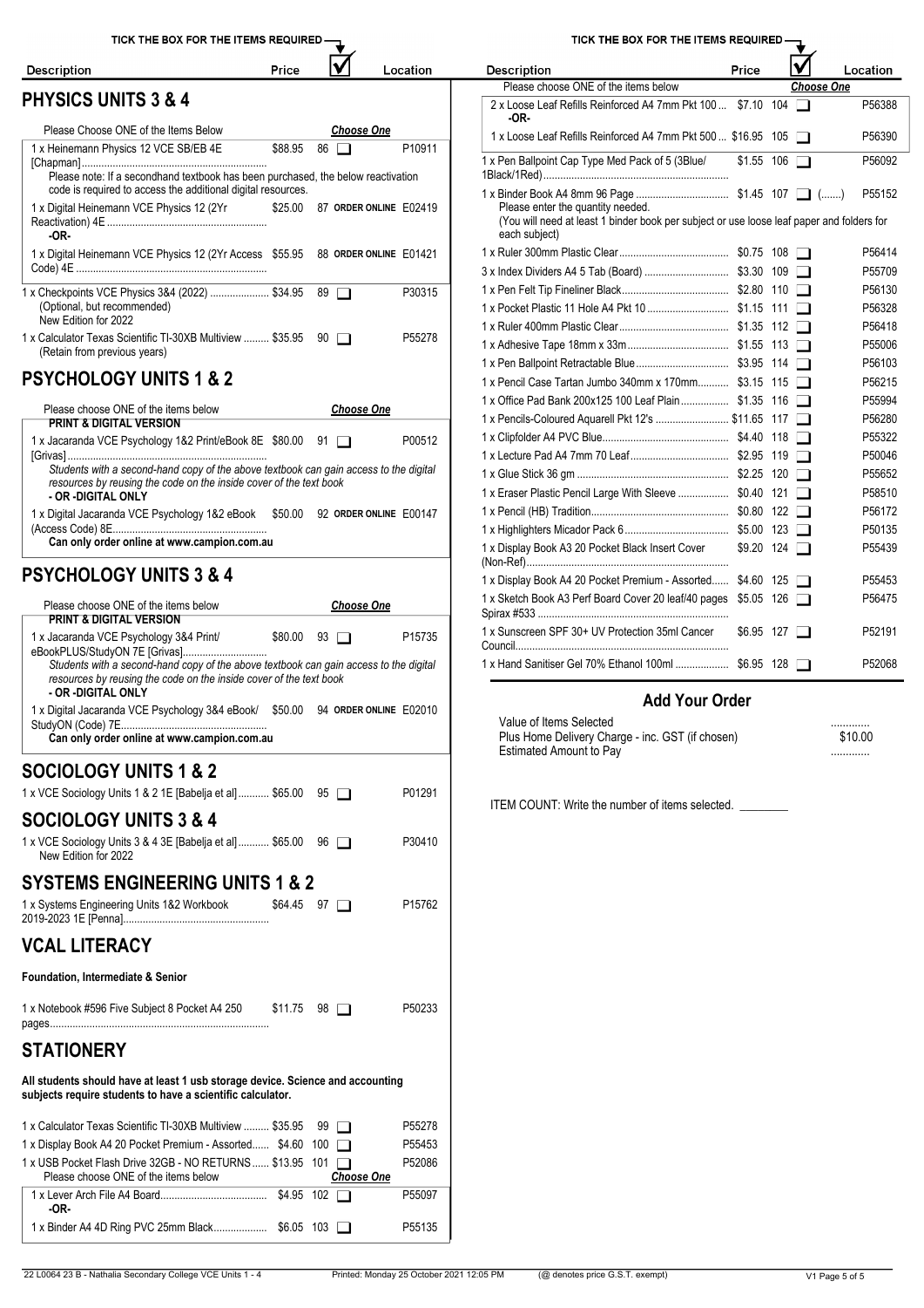TICK THE BOX FOR THE ITEMS REQUIRED

| Description | Price | ☑ | Location |
|---|---|---|---|

## PHYSICS UNITS 3 & 4

| Description | Price | ☑ | Location |
|---|---|---|---|
| Please Choose ONE of the Items Below | | *Choose One* | |
| 1 x Heinemann Physics 12 VCE SB/EB 4E [Chapman] | $88.95 | 86 ❑ | P10911 |
| Please note: If a secondhand textbook has been purchased, the below reactivation code is required to access the additional digital resources. | | | |
| 1 x Digital Heinemann VCE Physics 12 (2Yr Reactivation) 4E | $25.00 | 87 ORDER ONLINE | E02419 |
| **-OR-** | | | |
| 1 x Digital Heinemann VCE Physics 12 (2Yr Access Code) 4E | $55.95 | 88 ORDER ONLINE | E01421 |
| 1 x Checkpoints VCE Physics 3&4 (2022) (Optional, but recommended) New Edition for 2022 | $34.95 | 89 ❑ | P30315 |
| 1 x Calculator Texas Scientific TI-30XB Multiview (Retain from previous years) | $35.95 | 90 ❑ | P55278 |

## PSYCHOLOGY UNITS 1 & 2

| Description | Price | ☑ | Location |
|---|---|---|---|
| Please choose ONE of the items below | | *Choose One* | |
| **PRINT & DIGITAL VERSION** | | | |
| 1 x Jacaranda VCE Psychology 1&2 Print/eBook 8E [Grivas] | $80.00 | 91 ❑ | P00512 |
| *Students with a second-hand copy of the above textbook can gain access to the digital resources by reusing the code on the inside cover of the text book* | | | |
| **- OR -DIGITAL ONLY** | | | |
| 1 x Digital Jacaranda VCE Psychology 1&2 eBook (Access Code) 8E | $50.00 | 92 ORDER ONLINE | E00147 |
| **Can only order online at www.campion.com.au** | | | |

## PSYCHOLOGY UNITS 3 & 4

| Description | Price | ☑ | Location |
|---|---|---|---|
| Please choose ONE of the items below | | *Choose One* | |
| **PRINT & DIGITAL VERSION** | | | |
| 1 x Jacaranda VCE Psychology 3&4 Print/ eBookPLUS/StudyON 7E [Grivas] | $80.00 | 93 ❑ | P15735 |
| *Students with a second-hand copy of the above textbook can gain access to the digital resources by reusing the code on the inside cover of the text book* | | | |
| **- OR -DIGITAL ONLY** | | | |
| 1 x Digital Jacaranda VCE Psychology 3&4 eBook/ StudyON (Code) 7E | $50.00 | 94 ORDER ONLINE | E02010 |
| **Can only order online at www.campion.com.au** | | | |

## SOCIOLOGY UNITS 1 & 2

| Description | Price | ☑ | Location |
|---|---|---|---|
| 1 x VCE Sociology Units 1 & 2 1E [Babelja et al] | $65.00 | 95 ❑ | P01291 |

## SOCIOLOGY UNITS 3 & 4

| Description | Price | ☑ | Location |
|---|---|---|---|
| 1 x VCE Sociology Units 3 & 4 3E [Babelja et al] New Edition for 2022 | $65.00 | 96 ❑ | P30410 |

## SYSTEMS ENGINEERING UNITS 1 & 2

| Description | Price | ☑ | Location |
|---|---|---|---|
| 1 x Systems Engineering Units 1&2 Workbook 2019-2023 1E [Penna] | $64.45 | 97 ❑ | P15762 |

## VCAL LITERACY

**Foundation, Intermediate & Senior**

| Description | Price | ☑ | Location |
|---|---|---|---|
| 1 x Notebook #596 Five Subject 8 Pocket A4 250 pages | $11.75 | 98 ❑ | P50233 |

## STATIONERY

**All students should have at least 1 usb storage device. Science and accounting subjects require students to have a scientific calculator.**

| Description | Price | ☑ | Location |
|---|---|---|---|
| 1 x Calculator Texas Scientific TI-30XB Multiview | $35.95 | 99 ❑ | P55278 |
| 1 x Display Book A4 20 Pocket Premium - Assorted | $4.60 | 100 ❑ | P55453 |
| 1 x USB Pocket Flash Drive 32GB - NO RETURNS | $13.95 | 101 ❑ | P52086 |
| Please choose ONE of the items below | | *Choose One* | |
| 1 x Lever Arch File A4 Board | $4.95 | 102 ❑ | P55097 |
| **-OR-** | | | |
| 1 x Binder A4 4D Ring PVC 25mm Black | $6.05 | 103 ❑ | P55135 |
| Please choose ONE of the items below | | *Choose One* | |
| 2 x Loose Leaf Refills Reinforced A4 7mm Pkt 100 | $7.10 | 104 ❑ | P56388 |
| **-OR-** | | | |
| 1 x Loose Leaf Refills Reinforced A4 7mm Pkt 500 | $16.95 | 105 ❑ | P56390 |
| 1 x Pen Ballpoint Cap Type Med Pack of 5 (3Blue/ 1Black/1Red) | $1.55 | 106 ❑ | P56092 |
| 1 x Binder Book A4 8mm 96 Page | $1.45 | 107 ❑ (.......) | P55152 |
| Please enter the quantity needed. (You will need at least 1 binder book per subject or use loose leaf paper and folders for each subject) | | | |
| 1 x Ruler 300mm Plastic Clear | $0.75 | 108 ❑ | P56414 |
| 3 x Index Dividers A4 5 Tab (Board) | $3.30 | 109 ❑ | P55709 |
| 1 x Pen Felt Tip Fineliner Black | $2.80 | 110 ❑ | P56130 |
| 1 x Pocket Plastic 11 Hole A4 Pkt 10 | $1.15 | 111 ❑ | P56328 |
| 1 x Ruler 400mm Plastic Clear | $1.35 | 112 ❑ | P56418 |
| 1 x Adhesive Tape 18mm x 33m | $1.55 | 113 ❑ | P55006 |
| 1 x Pen Ballpoint Retractable Blue | $3.95 | 114 ❑ | P56103 |
| 1 x Pencil Case Tartan Jumbo 340mm x 170mm | $3.15 | 115 ❑ | P56215 |
| 1 x Office Pad Bank 200x125 100 Leaf Plain | $1.35 | 116 ❑ | P55994 |
| 1 x Pencils-Coloured Aquarell Pkt 12's | $11.65 | 117 ❑ | P56280 |
| 1 x Clipfolder A4 PVC Blue | $4.40 | 118 ❑ | P55322 |
| 1 x Lecture Pad A4 7mm 70 Leaf | $2.95 | 119 ❑ | P50046 |
| 1 x Glue Stick 36 gm | $2.25 | 120 ❑ | P55652 |
| 1 x Eraser Plastic Pencil Large With Sleeve | $0.40 | 121 ❑ | P58510 |
| 1 x Pencil (HB) Tradition | $0.80 | 122 ❑ | P56172 |
| 1 x Highlighters Micador Pack 6 | $5.00 | 123 ❑ | P50135 |
| 1 x Display Book A3 20 Pocket Black Insert Cover (Non-Ref) | $9.20 | 124 ❑ | P55439 |
| 1 x Display Book A4 20 Pocket Premium - Assorted | $4.60 | 125 ❑ | P55453 |
| 1 x Sketch Book A3 Perf Board Cover 20 leaf/40 pages Spirax #533 | $5.05 | 126 ❑ | P56475 |
| 1 x Sunscreen SPF 30+ UV Protection 35ml Cancer Council | $6.95 | 127 ❑ | P52191 |
| 1 x Hand Sanitiser Gel 70% Ethanol 100ml | $6.95 | 128 ❑ | P52068 |

## Add Your Order

| | |
|---|---|
| Value of Items Selected | ............ |
| Plus Home Delivery Charge - inc. GST (if chosen) | $10.00 |
| Estimated Amount to Pay | ............ |

ITEM COUNT: Write the number of items selected. ________

22 L0064 23 B - Nathalia Secondary College VCE Units 1 - 4 Printed: Monday 25 October 2021 12:05 PM (@ denotes price G.S.T. exempt) V1